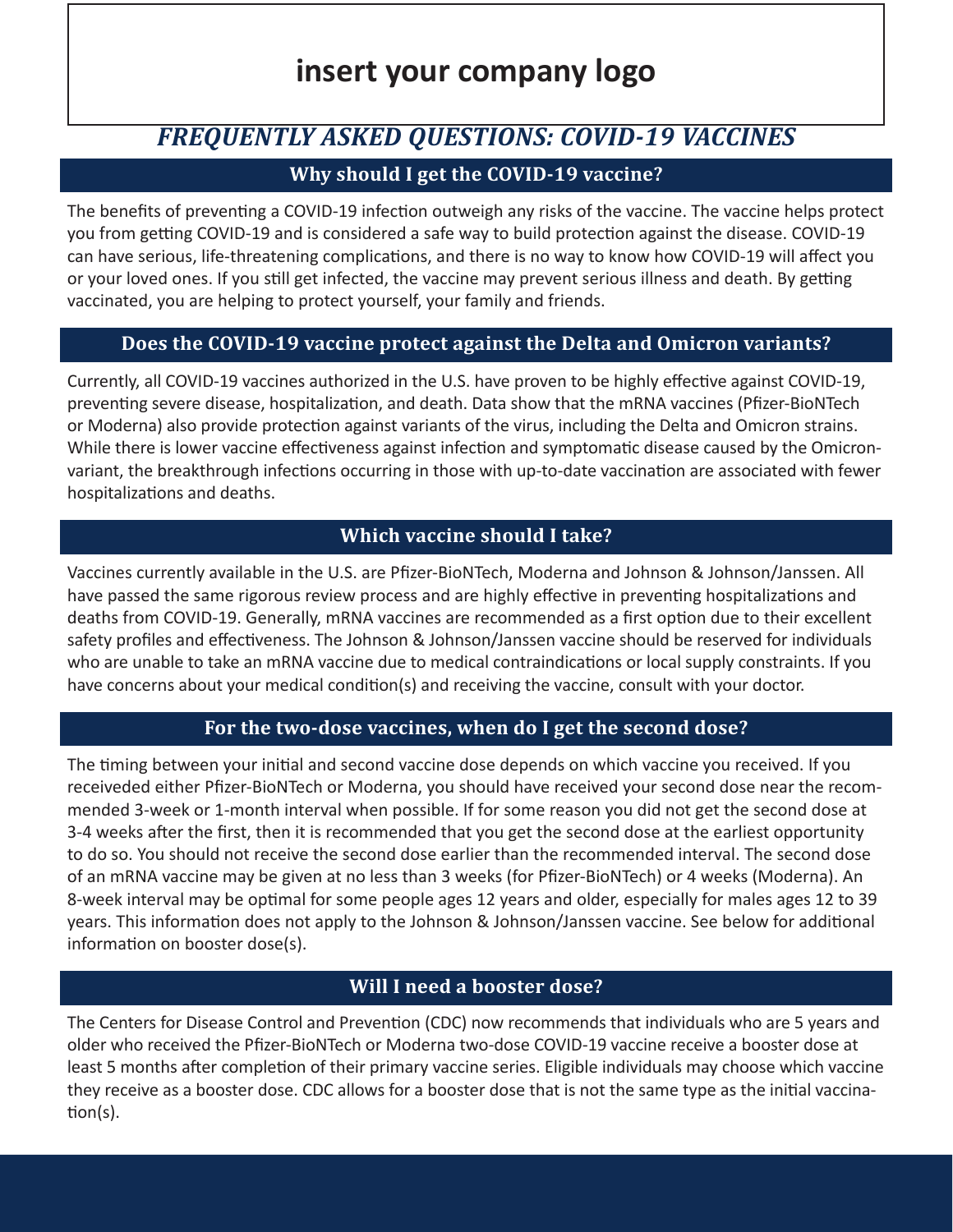# insert your company logo

## *FREQUENTLY ASKED QUESTIONS: COVID-19 VACCINES*

### Why should I get the COVID-19 vaccine?

The benefits of preventing a COVID-19 infection outweigh any risks of the vaccine. The vaccine helps protect you from getting COVID-19 and is considered a safe way to build protection against the disease. COVID-19 can have serious, life-threatening complications, and there is no way to know how COVID-19 will affect you or your loved ones. If you still get infected, the vaccine may prevent serious illness and death. By getting vaccinated, you are helping to protect yourself, your family and friends.

### Does the COVID-19 vaccine protect against the Delta and Omicron variants?

Currently, all COVID-19 vaccines authorized in the U.S. have proven to be highly effective against COVID-19, preventing severe disease, hospitalization, and death. Data show that the mRNA vaccines (Pfizer-BioNTech or Moderna) also provide protection against variants of the virus, including the Delta and Omicron strains. While there is lower vaccine effectiveness against infection and symptomatic disease caused by the Omicron-variant, the breakthrough infections occurring in those with up-to-date vaccination are associated with fewer hospitalizations and deaths.

### Which vaccine should I take?

Vaccines currently available in the U.S. are Pfizer-BioNTech, Moderna and Johnson & Johnson/Janssen. All have passed the same rigorous review process and are highly effective in preventing hospitalizations and deaths from COVID-19. Generally, mRNA vaccines are recommended as a first option due to their excellent safety profiles and effectiveness. The Johnson & Johnson/Janssen vaccine should be reserved for individuals who are unable to take an mRNA vaccine due to medical contraindications or local supply constraints. If you have concerns about your medical condition(s) and receiving the vaccine, consult with your doctor.

### For the two-dose vaccines, when do I get the second dose?

The timing between your initial and second vaccine dose depends on which vaccine you received. If you receiveded either Pfizer-BioNTech or Moderna, you should have received your second dose near the recommended 3-week or 1-month interval when possible. If for some reason you did not get the second dose at 3-4 weeks after the first, then it is recommended that you get the second dose at the earliest opportunity to do so. You should not receive the second dose earlier than the recommended interval. The second dose of an mRNA vaccine may be given at no less than 3 weeks (for Pfizer-BioNTech) or 4 weeks (Moderna). An 8-week interval may be optimal for some people ages 12 years and older, especially for males ages 12 to 39 years. This information does not apply to the Johnson & Johnson/Janssen vaccine. See below for additional information on booster dose(s).

### Will I need a booster dose?

The Centers for Disease Control and Prevention (CDC) now recommends that individuals who are 5 years and older who received the Pfizer-BioNTech or Moderna two-dose COVID-19 vaccine receive a booster dose at least 5 months after completion of their primary vaccine series. Eligible individuals may choose which vaccine they receive as a booster dose. CDC allows for a booster dose that is not the same type as the initial vaccination(s).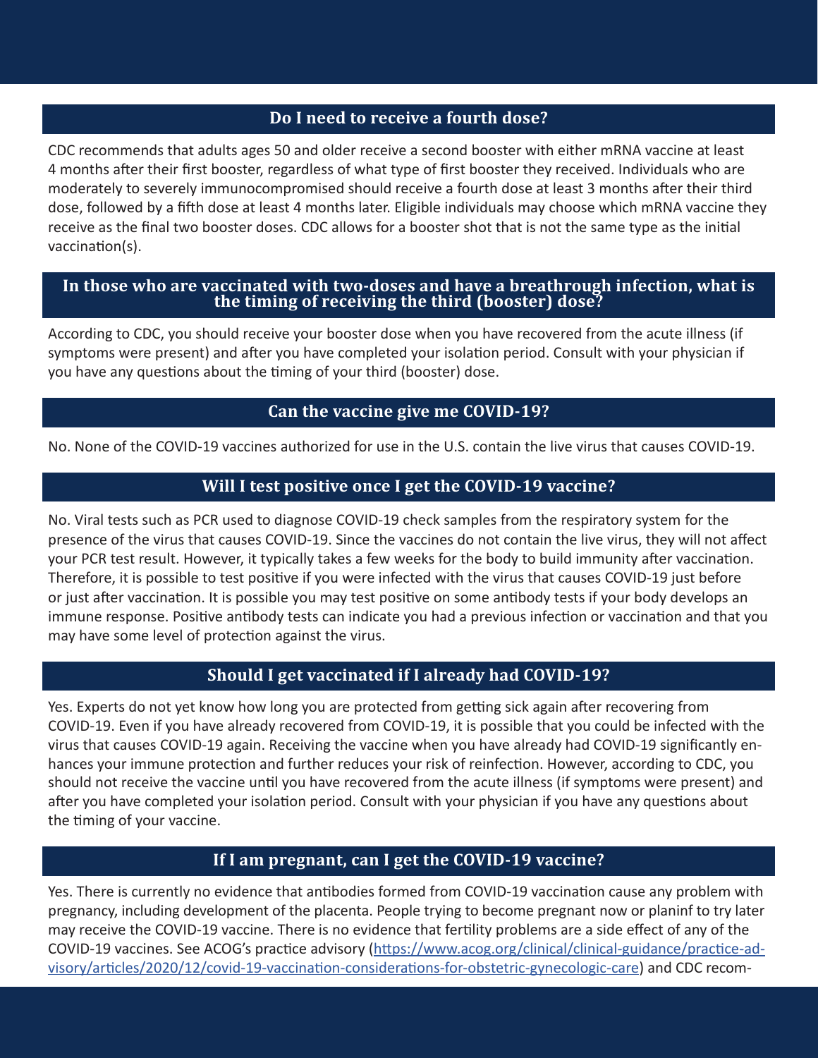## Do I need to receive a fourth dose?

CDC recommends that adults ages 50 and older receive a second booster with either mRNA vaccine at least 4 months after their first booster, regardless of what type of first booster they received. Individuals who are moderately to severely immunocompromised should receive a fourth dose at least 3 months after their third dose, followed by a fifth dose at least 4 months later. Eligible individuals may choose which mRNA vaccine they receive as the final two booster doses. CDC allows for a booster shot that is not the same type as the initial vaccination(s).

## In those who are vaccinated with two-doses and have a breathrough infection, what is the timing of receiving the third (booster) dose?

According to CDC, you should receive your booster dose when you have recovered from the acute illness (if symptoms were present) and after you have completed your isolation period. Consult with your physician if you have any questions about the timing of your third (booster) dose.

## Can the vaccine give me COVID-19?

No. None of the COVID-19 vaccines authorized for use in the U.S. contain the live virus that causes COVID-19.

## Will I test positive once I get the COVID-19 vaccine?

No. Viral tests such as PCR used to diagnose COVID-19 check samples from the respiratory system for the presence of the virus that causes COVID-19. Since the vaccines do not contain the live virus, they will not affect your PCR test result. However, it typically takes a few weeks for the body to build immunity after vaccination. Therefore, it is possible to test positive if you were infected with the virus that causes COVID-19 just before or just after vaccination. It is possible you may test positive on some antibody tests if your body develops an immune response. Positive antibody tests can indicate you had a previous infection or vaccination and that you may have some level of protection against the virus.

## Should I get vaccinated if I already had COVID-19?

Yes. Experts do not yet know how long you are protected from getting sick again after recovering from COVID-19. Even if you have already recovered from COVID-19, it is possible that you could be infected with the virus that causes COVID-19 again. Receiving the vaccine when you have already had COVID-19 significantly enhances your immune protection and further reduces your risk of reinfection. However, according to CDC, you should not receive the vaccine until you have recovered from the acute illness (if symptoms were present) and after you have completed your isolation period. Consult with your physician if you have any questions about the timing of your vaccine.

## If I am pregnant, can I get the COVID-19 vaccine?

Yes. There is currently no evidence that antibodies formed from COVID-19 vaccination cause any problem with pregnancy, including development of the placenta. People trying to become pregnant now or planinf to try later may receive the COVID-19 vaccine. There is no evidence that fertility problems are a side effect of any of the COVID-19 vaccines. See ACOG's practice advisory ([https://www.acog.org/clinical/clinical-guidance/practice-advisory/articles/2020/12/covid-19-vaccination-considerations-for-obstetric-gynecologic-care](https://www.acog.org/clinical/clinical-guidance/practice-advisory/articles/2020/12/covid-19-vaccination-considerations-for-obstetric-gynecologic-care)) and CDC recom-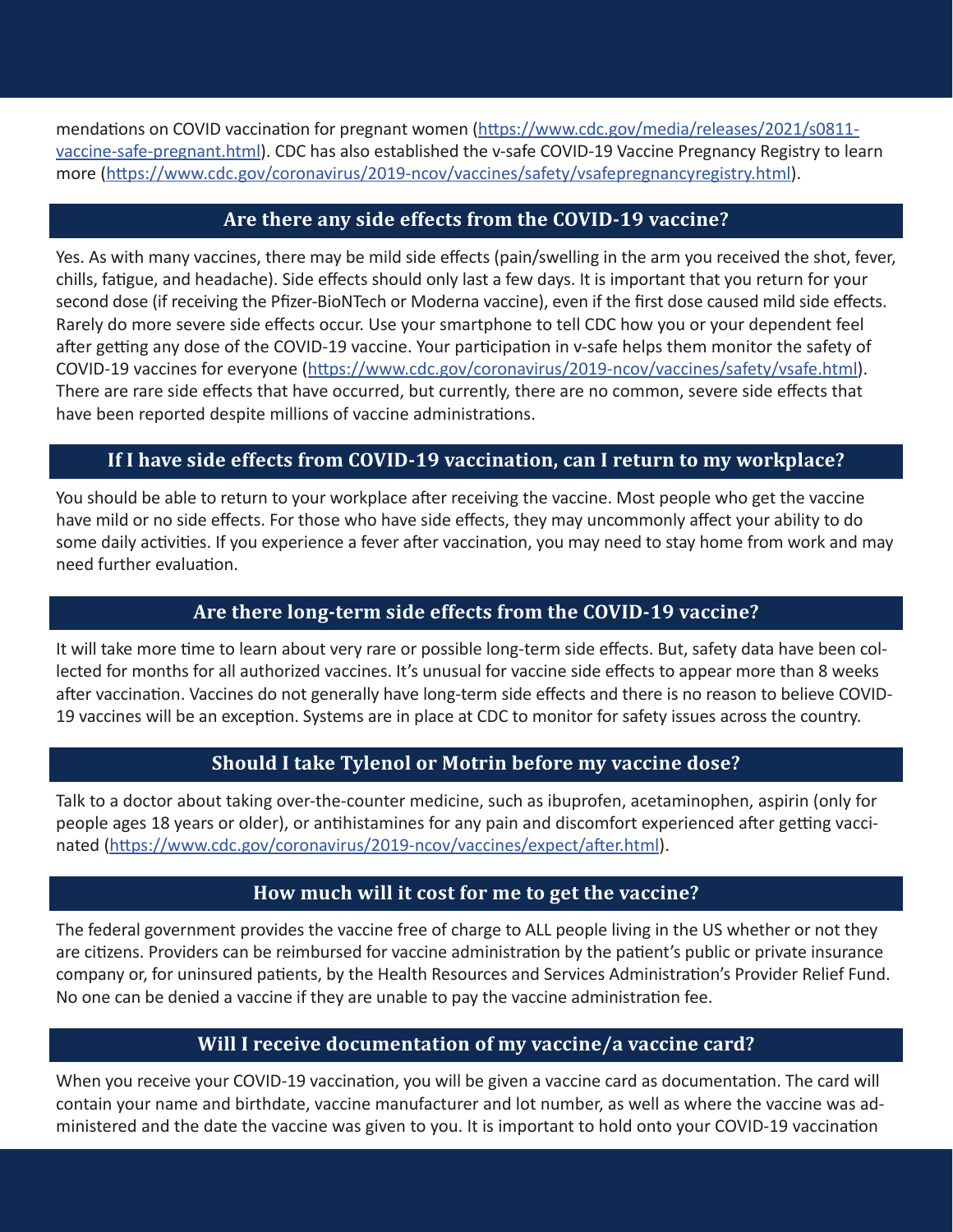mendations on COVID vaccination for pregnant women (https://www.cdc.gov/media/releases/2021/s0811-vaccine-safe-pregnant.html). CDC has also established the v-safe COVID-19 Vaccine Pregnancy Registry to learn more (https://www.cdc.gov/coronavirus/2019-ncov/vaccines/safety/vsafepregnancyregistry.html).

## Are there any side effects from the COVID-19 vaccine?

Yes. As with many vaccines, there may be mild side effects (pain/swelling in the arm you received the shot, fever, chills, fatigue, and headache). Side effects should only last a few days. It is important that you return for your second dose (if receiving the Pfizer-BioNTech or Moderna vaccine), even if the first dose caused mild side effects. Rarely do more severe side effects occur. Use your smartphone to tell CDC how you or your dependent feel after getting any dose of the COVID-19 vaccine. Your participation in v-safe helps them monitor the safety of COVID-19 vaccines for everyone (https://www.cdc.gov/coronavirus/2019-ncov/vaccines/safety/vsafe.html). There are rare side effects that have occurred, but currently, there are no common, severe side effects that have been reported despite millions of vaccine administrations.

## If I have side effects from COVID-19 vaccination, can I return to my workplace?

You should be able to return to your workplace after receiving the vaccine. Most people who get the vaccine have mild or no side effects. For those who have side effects, they may uncommonly affect your ability to do some daily activities. If you experience a fever after vaccination, you may need to stay home from work and may need further evaluation.

## Are there long-term side effects from the COVID-19 vaccine?

It will take more time to learn about very rare or possible long-term side effects. But, safety data have been collected for months for all authorized vaccines. It's unusual for vaccine side effects to appear more than 8 weeks after vaccination. Vaccines do not generally have long-term side effects and there is no reason to believe COVID-19 vaccines will be an exception. Systems are in place at CDC to monitor for safety issues across the country.

## Should I take Tylenol or Motrin before my vaccine dose?

Talk to a doctor about taking over-the-counter medicine, such as ibuprofen, acetaminophen, aspirin (only for people ages 18 years or older), or antihistamines for any pain and discomfort experienced after getting vaccinated (https://www.cdc.gov/coronavirus/2019-ncov/vaccines/expect/after.html).

## How much will it cost for me to get the vaccine?

The federal government provides the vaccine free of charge to ALL people living in the US whether or not they are citizens. Providers can be reimbursed for vaccine administration by the patient's public or private insurance company or, for uninsured patients, by the Health Resources and Services Administration's Provider Relief Fund. No one can be denied a vaccine if they are unable to pay the vaccine administration fee.

## Will I receive documentation of my vaccine/a vaccine card?

When you receive your COVID-19 vaccination, you will be given a vaccine card as documentation. The card will contain your name and birthdate, vaccine manufacturer and lot number, as well as where the vaccine was administered and the date the vaccine was given to you. It is important to hold onto your COVID-19 vaccination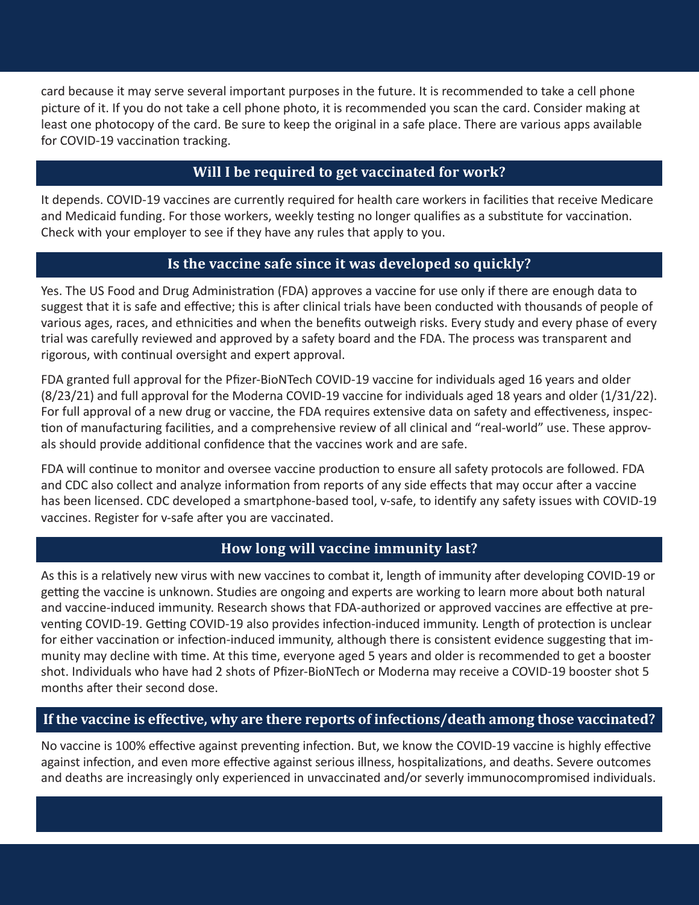card because it may serve several important purposes in the future. It is recommended to take a cell phone picture of it. If you do not take a cell phone photo, it is recommended you scan the card. Consider making at least one photocopy of the card. Be sure to keep the original in a safe place. There are various apps available for COVID-19 vaccination tracking.

## Will I be required to get vaccinated for work?

It depends. COVID-19 vaccines are currently required for health care workers in facilities that receive Medicare and Medicaid funding. For those workers, weekly testing no longer qualifies as a substitute for vaccination. Check with your employer to see if they have any rules that apply to you.

## Is the vaccine safe since it was developed so quickly?

Yes. The US Food and Drug Administration (FDA) approves a vaccine for use only if there are enough data to suggest that it is safe and effective; this is after clinical trials have been conducted with thousands of people of various ages, races, and ethnicities and when the benefits outweigh risks. Every study and every phase of every trial was carefully reviewed and approved by a safety board and the FDA. The process was transparent and rigorous, with continual oversight and expert approval.

FDA granted full approval for the Pfizer-BioNTech COVID-19 vaccine for individuals aged 16 years and older (8/23/21) and full approval for the Moderna COVID-19 vaccine for individuals aged 18 years and older (1/31/22). For full approval of a new drug or vaccine, the FDA requires extensive data on safety and effectiveness, inspection of manufacturing facilities, and a comprehensive review of all clinical and "real-world" use. These approvals should provide additional confidence that the vaccines work and are safe.

FDA will continue to monitor and oversee vaccine production to ensure all safety protocols are followed. FDA and CDC also collect and analyze information from reports of any side effects that may occur after a vaccine has been licensed. CDC developed a smartphone-based tool, v-safe, to identify any safety issues with COVID-19 vaccines. Register for v-safe after you are vaccinated.

## How long will vaccine immunity last?

As this is a relatively new virus with new vaccines to combat it, length of immunity after developing COVID-19 or getting the vaccine is unknown. Studies are ongoing and experts are working to learn more about both natural and vaccine-induced immunity. Research shows that FDA-authorized or approved vaccines are effective at preventing COVID-19. Getting COVID-19 also provides infection-induced immunity. Length of protection is unclear for either vaccination or infection-induced immunity, although there is consistent evidence suggesting that immunity may decline with time. At this time, everyone aged 5 years and older is recommended to get a booster shot. Individuals who have had 2 shots of Pfizer-BioNTech or Moderna may receive a COVID-19 booster shot 5 months after their second dose.

## If the vaccine is effective, why are there reports of infections/death among those vaccinated?

No vaccine is 100% effective against preventing infection. But, we know the COVID-19 vaccine is highly effective against infection, and even more effective against serious illness, hospitalizations, and deaths. Severe outcomes and deaths are increasingly only experienced in unvaccinated and/or severly immunocompromised individuals.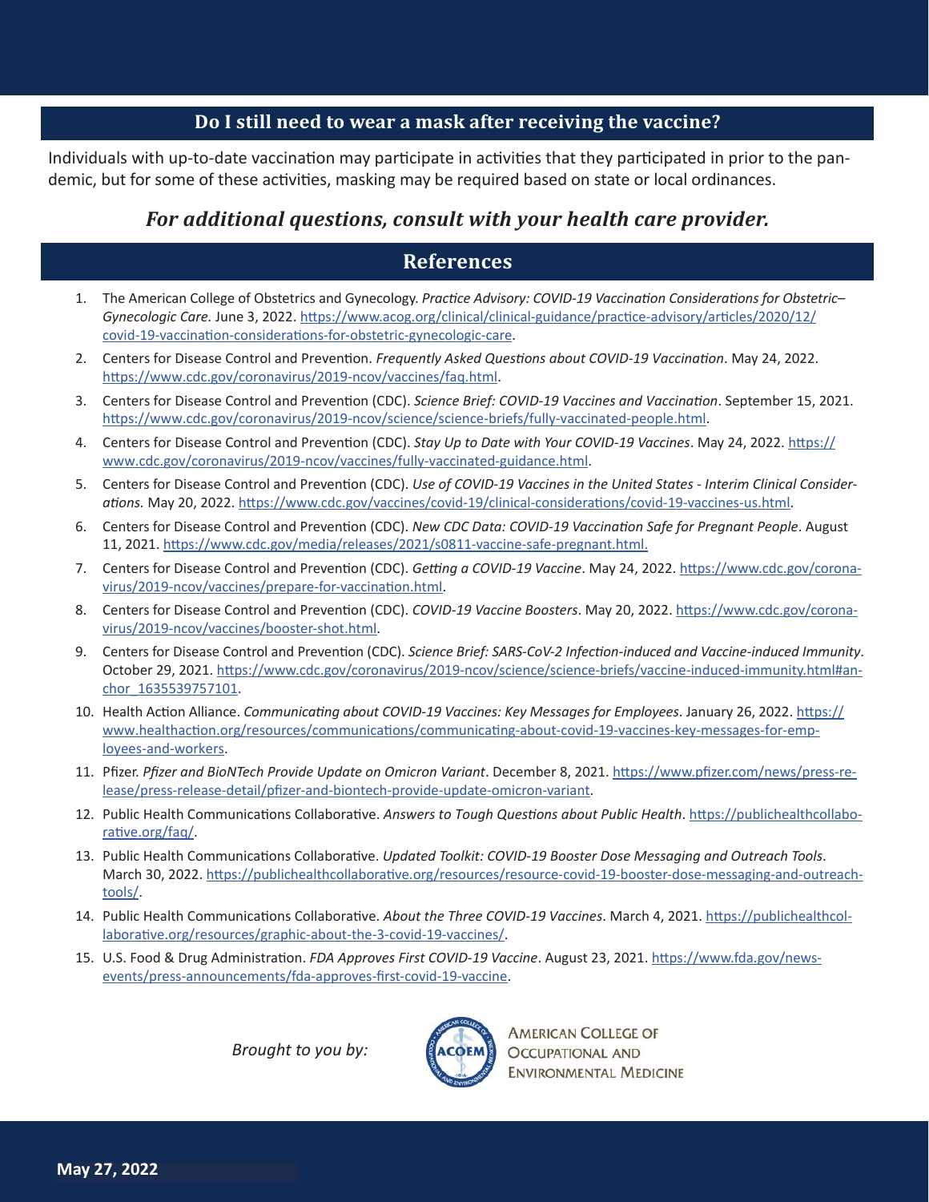## Do I still need to wear a mask after receiving the vaccine?

Individuals with up-to-date vaccination may participate in activities that they participated in prior to the pandemic, but for some of these activities, masking may be required based on state or local ordinances.

***For additional questions, consult with your health care provider.***

## References

1. The American College of Obstetrics and Gynecology. *Practice Advisory: COVID-19 Vaccination Considerations for Obstetric–Gynecologic Care.* June 3, 2022. https://www.acog.org/clinical/clinical-guidance/practice-advisory/articles/2020/12/covid-19-vaccination-considerations-for-obstetric-gynecologic-care.
2. Centers for Disease Control and Prevention. *Frequently Asked Questions about COVID-19 Vaccination*. May 24, 2022. https://www.cdc.gov/coronavirus/2019-ncov/vaccines/faq.html.
3. Centers for Disease Control and Prevention (CDC). *Science Brief: COVID-19 Vaccines and Vaccination*. September 15, 2021. https://www.cdc.gov/coronavirus/2019-ncov/science/science-briefs/fully-vaccinated-people.html.
4. Centers for Disease Control and Prevention (CDC). *Stay Up to Date with Your COVID-19 Vaccines*. May 24, 2022. https://www.cdc.gov/coronavirus/2019-ncov/vaccines/fully-vaccinated-guidance.html.
5. Centers for Disease Control and Prevention (CDC). *Use of COVID-19 Vaccines in the United States - Interim Clinical Considerations.* May 20, 2022. https://www.cdc.gov/vaccines/covid-19/clinical-considerations/covid-19-vaccines-us.html.
6. Centers for Disease Control and Prevention (CDC). *New CDC Data: COVID-19 Vaccination Safe for Pregnant People*. August 11, 2021. https://www.cdc.gov/media/releases/2021/s0811-vaccine-safe-pregnant.html.
7. Centers for Disease Control and Prevention (CDC). *Getting a COVID-19 Vaccine*. May 24, 2022. https://www.cdc.gov/coronavirus/2019-ncov/vaccines/prepare-for-vaccination.html.
8. Centers for Disease Control and Prevention (CDC). *COVID-19 Vaccine Boosters*. May 20, 2022. https://www.cdc.gov/coronavirus/2019-ncov/vaccines/booster-shot.html.
9. Centers for Disease Control and Prevention (CDC). *Science Brief: SARS-CoV-2 Infection-induced and Vaccine-induced Immunity*. October 29, 2021. https://www.cdc.gov/coronavirus/2019-ncov/science/science-briefs/vaccine-induced-immunity.html#anchor_1635539757101.
10. Health Action Alliance. *Communicating about COVID-19 Vaccines: Key Messages for Employees*. January 26, 2022. https://www.healthaction.org/resources/communications/communicating-about-covid-19-vaccines-key-messages-for-employees-and-workers.
11. Pfizer. *Pfizer and BioNTech Provide Update on Omicron Variant*. December 8, 2021. https://www.pfizer.com/news/press-release/press-release-detail/pfizer-and-biontech-provide-update-omicron-variant.
12. Public Health Communications Collaborative. *Answers to Tough Questions about Public Health*. https://publichealthcollaborative.org/faq/.
13. Public Health Communications Collaborative. *Updated Toolkit: COVID-19 Booster Dose Messaging and Outreach Tools*. March 30, 2022. https://publichealthcollaborative.org/resources/resource-covid-19-booster-dose-messaging-and-outreach-tools/.
14. Public Health Communications Collaborative. *About the Three COVID-19 Vaccines*. March 4, 2021. https://publichealthcollaborative.org/resources/graphic-about-the-3-covid-19-vaccines/.
15. U.S. Food & Drug Administration. *FDA Approves First COVID-19 Vaccine*. August 23, 2021. https://www.fda.gov/news-events/press-announcements/fda-approves-first-covid-19-vaccine.

*Brought to you by:* American College of Occupational and Environmental Medicine

**May 27, 2022**